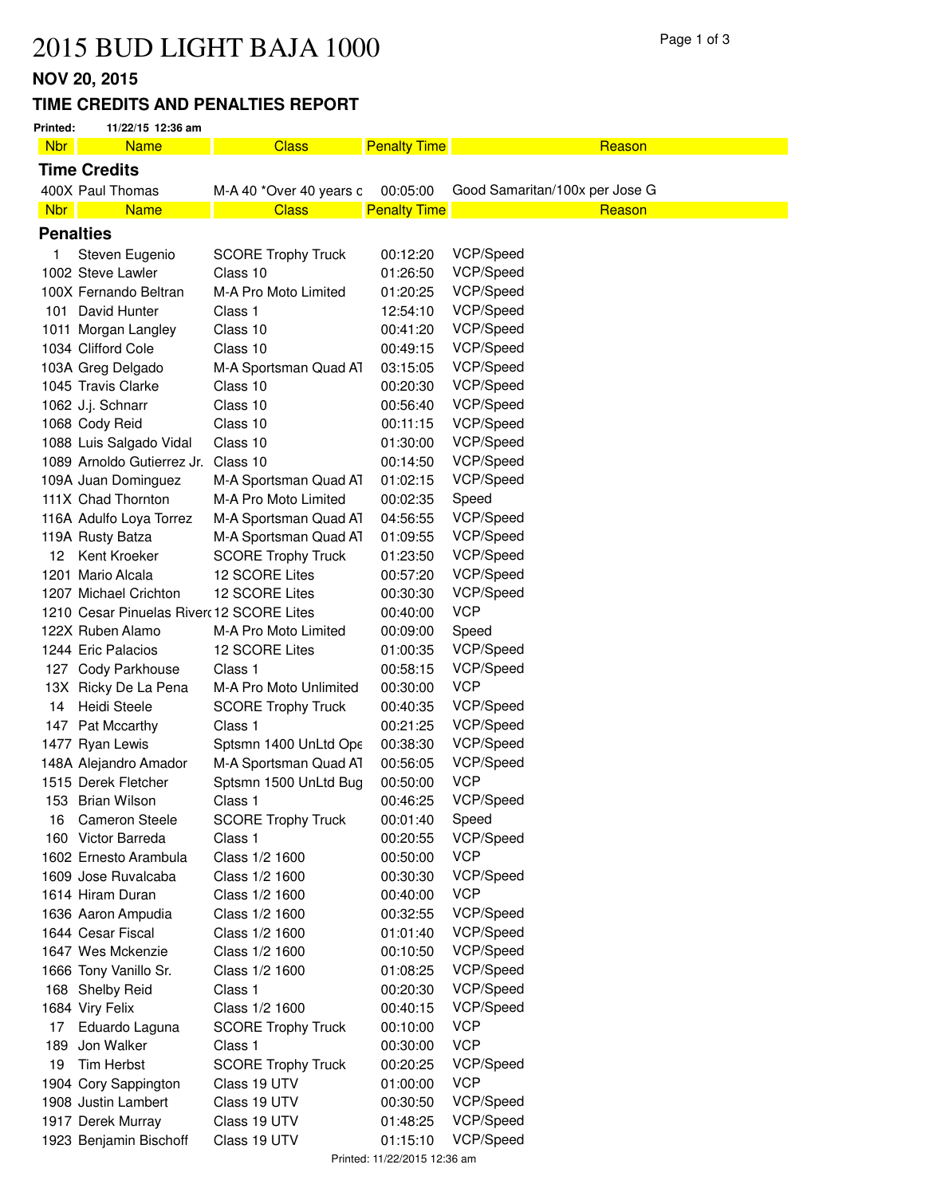# 2015 BUD LIGHT BAJA 1000

## NOV 20, 2015

## TIME CREDITS AND PENALTIES REPORT

**Printed:** 11/22/15 12:36 am

### Time Credits

| Nbr | Name | Class | Penalty Time | Reason |
|---|---|---|---|---|
| 400X | Paul Thomas | M-A 40 *Over 40 years c | 00:05:00 | Good Samaritan/100x per Jose G |

### Penalties

| Nbr | Name | Class | Penalty Time | Reason |
|---|---|---|---|---|
| 1 | Steven Eugenio | SCORE Trophy Truck | 00:12:20 | VCP/Speed |
| 1002 | Steve Lawler | Class 10 | 01:26:50 | VCP/Speed |
| 100X | Fernando Beltran | M-A Pro Moto Limited | 01:20:25 | VCP/Speed |
| 101 | David Hunter | Class 1 | 12:54:10 | VCP/Speed |
| 1011 | Morgan Langley | Class 10 | 00:41:20 | VCP/Speed |
| 1034 | Clifford Cole | Class 10 | 00:49:15 | VCP/Speed |
| 103A | Greg Delgado | M-A Sportsman Quad AT | 03:15:05 | VCP/Speed |
| 1045 | Travis Clarke | Class 10 | 00:20:30 | VCP/Speed |
| 1062 | J.j. Schnarr | Class 10 | 00:56:40 | VCP/Speed |
| 1068 | Cody Reid | Class 10 | 00:11:15 | VCP/Speed |
| 1088 | Luis Salgado Vidal | Class 10 | 01:30:00 | VCP/Speed |
| 1089 | Arnoldo Gutierrez Jr. | Class 10 | 00:14:50 | VCP/Speed |
| 109A | Juan Dominguez | M-A Sportsman Quad AT | 01:02:15 | VCP/Speed |
| 111X | Chad Thornton | M-A Pro Moto Limited | 00:02:35 | Speed |
| 116A | Adulfo Loya Torrez | M-A Sportsman Quad AT | 04:56:55 | VCP/Speed |
| 119A | Rusty Batza | M-A Sportsman Quad AT | 01:09:55 | VCP/Speed |
| 12 | Kent Kroeker | SCORE Trophy Truck | 01:23:50 | VCP/Speed |
| 1201 | Mario Alcala | 12 SCORE Lites | 00:57:20 | VCP/Speed |
| 1207 | Michael Crichton | 12 SCORE Lites | 00:30:30 | VCP/Speed |
| 1210 | Cesar Pinuelas Riverc | 12 SCORE Lites | 00:40:00 | VCP |
| 122X | Ruben Alamo | M-A Pro Moto Limited | 00:09:00 | Speed |
| 1244 | Eric Palacios | 12 SCORE Lites | 01:00:35 | VCP/Speed |
| 127 | Cody Parkhouse | Class 1 | 00:58:15 | VCP/Speed |
| 13X | Ricky De La Pena | M-A Pro Moto Unlimited | 00:30:00 | VCP |
| 14 | Heidi Steele | SCORE Trophy Truck | 00:40:35 | VCP/Speed |
| 147 | Pat Mccarthy | Class 1 | 00:21:25 | VCP/Speed |
| 1477 | Ryan Lewis | Sptsmn 1400 UnLtd Ope | 00:38:30 | VCP/Speed |
| 148A | Alejandro Amador | M-A Sportsman Quad AT | 00:56:05 | VCP/Speed |
| 1515 | Derek Fletcher | Sptsmn 1500 UnLtd Bug | 00:50:00 | VCP |
| 153 | Brian Wilson | Class 1 | 00:46:25 | VCP/Speed |
| 16 | Cameron Steele | SCORE Trophy Truck | 00:01:40 | Speed |
| 160 | Victor Barreda | Class 1 | 00:20:55 | VCP/Speed |
| 1602 | Ernesto Arambula | Class 1/2 1600 | 00:50:00 | VCP |
| 1609 | Jose Ruvalcaba | Class 1/2 1600 | 00:30:30 | VCP/Speed |
| 1614 | Hiram Duran | Class 1/2 1600 | 00:40:00 | VCP |
| 1636 | Aaron Ampudia | Class 1/2 1600 | 00:32:55 | VCP/Speed |
| 1644 | Cesar Fiscal | Class 1/2 1600 | 01:01:40 | VCP/Speed |
| 1647 | Wes Mckenzie | Class 1/2 1600 | 00:10:50 | VCP/Speed |
| 1666 | Tony Vanillo Sr. | Class 1/2 1600 | 01:08:25 | VCP/Speed |
| 168 | Shelby Reid | Class 1 | 00:20:30 | VCP/Speed |
| 1684 | Viry Felix | Class 1/2 1600 | 00:40:15 | VCP/Speed |
| 17 | Eduardo Laguna | SCORE Trophy Truck | 00:10:00 | VCP |
| 189 | Jon Walker | Class 1 | 00:30:00 | VCP |
| 19 | Tim Herbst | SCORE Trophy Truck | 00:20:25 | VCP/Speed |
| 1904 | Cory Sappington | Class 19 UTV | 01:00:00 | VCP |
| 1908 | Justin Lambert | Class 19 UTV | 00:30:50 | VCP/Speed |
| 1917 | Derek Murray | Class 19 UTV | 01:48:25 | VCP/Speed |
| 1923 | Benjamin Bischoff | Class 19 UTV | 01:15:10 | VCP/Speed |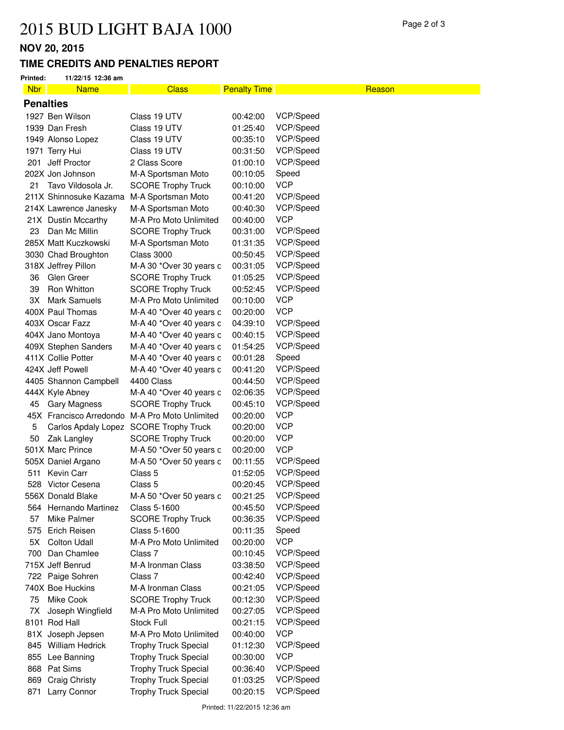# 2015 BUD LIGHT BAJA 1000

## NOV 20, 2015

## TIME CREDITS AND PENALTIES REPORT

**Printed:** 11/22/15 12:36 am

| Nbr | Name | Class | Penalty Time | Reason |
|---|---|---|---|---|
| **Penalties** | | | | |
| 1927 | Ben Wilson | Class 19 UTV | 00:42:00 | VCP/Speed |
| 1939 | Dan Fresh | Class 19 UTV | 01:25:40 | VCP/Speed |
| 1949 | Alonso Lopez | Class 19 UTV | 00:35:10 | VCP/Speed |
| 1971 | Terry Hui | Class 19 UTV | 00:31:50 | VCP/Speed |
| 201 | Jeff Proctor | 2 Class Score | 01:00:10 | VCP/Speed |
| 202X | Jon Johnson | M-A Sportsman Moto | 00:10:05 | Speed |
| 21 | Tavo Vildosola Jr. | SCORE Trophy Truck | 00:10:00 | VCP |
| 211X | Shinnosuke Kazama | M-A Sportsman Moto | 00:41:20 | VCP/Speed |
| 214X | Lawrence Janesky | M-A Sportsman Moto | 00:40:30 | VCP/Speed |
| 21X | Dustin Mccarthy | M-A Pro Moto Unlimited | 00:40:00 | VCP |
| 23 | Dan Mc Millin | SCORE Trophy Truck | 00:31:00 | VCP/Speed |
| 285X | Matt Kuczkowski | M-A Sportsman Moto | 01:31:35 | VCP/Speed |
| 3030 | Chad Broughton | Class 3000 | 00:50:45 | VCP/Speed |
| 318X | Jeffrey Pillon | M-A 30 *Over 30 years c | 00:31:05 | VCP/Speed |
| 36 | Glen Greer | SCORE Trophy Truck | 01:05:25 | VCP/Speed |
| 39 | Ron Whitton | SCORE Trophy Truck | 00:52:45 | VCP/Speed |
| 3X | Mark Samuels | M-A Pro Moto Unlimited | 00:10:00 | VCP |
| 400X | Paul Thomas | M-A 40 *Over 40 years c | 00:20:00 | VCP |
| 403X | Oscar Fazz | M-A 40 *Over 40 years c | 04:39:10 | VCP/Speed |
| 404X | Jano Montoya | M-A 40 *Over 40 years c | 00:40:15 | VCP/Speed |
| 409X | Stephen Sanders | M-A 40 *Over 40 years c | 01:54:25 | VCP/Speed |
| 411X | Collie Potter | M-A 40 *Over 40 years c | 00:01:28 | Speed |
| 424X | Jeff Powell | M-A 40 *Over 40 years c | 00:41:20 | VCP/Speed |
| 4405 | Shannon Campbell | 4400 Class | 00:44:50 | VCP/Speed |
| 444X | Kyle Abney | M-A 40 *Over 40 years c | 02:06:35 | VCP/Speed |
| 45 | Gary Magness | SCORE Trophy Truck | 00:45:10 | VCP/Speed |
| 45X | Francisco Arredondo | M-A Pro Moto Unlimited | 00:20:00 | VCP |
| 5 | Carlos Apdaly Lopez | SCORE Trophy Truck | 00:20:00 | VCP |
| 50 | Zak Langley | SCORE Trophy Truck | 00:20:00 | VCP |
| 501X | Marc Prince | M-A 50 *Over 50 years c | 00:20:00 | VCP |
| 505X | Daniel Argano | M-A 50 *Over 50 years c | 00:11:55 | VCP/Speed |
| 511 | Kevin Carr | Class 5 | 01:52:05 | VCP/Speed |
| 528 | Victor Cesena | Class 5 | 00:20:45 | VCP/Speed |
| 556X | Donald Blake | M-A 50 *Over 50 years c | 00:21:25 | VCP/Speed |
| 564 | Hernando Martinez | Class 5-1600 | 00:45:50 | VCP/Speed |
| 57 | Mike Palmer | SCORE Trophy Truck | 00:36:35 | VCP/Speed |
| 575 | Erich Reisen | Class 5-1600 | 00:11:35 | Speed |
| 5X | Colton Udall | M-A Pro Moto Unlimited | 00:20:00 | VCP |
| 700 | Dan Chamlee | Class 7 | 00:10:45 | VCP/Speed |
| 715X | Jeff Benrud | M-A Ironman Class | 03:38:50 | VCP/Speed |
| 722 | Paige Sohren | Class 7 | 00:42:40 | VCP/Speed |
| 740X | Boe Huckins | M-A Ironman Class | 00:21:05 | VCP/Speed |
| 75 | Mike Cook | SCORE Trophy Truck | 00:12:30 | VCP/Speed |
| 7X | Joseph Wingfield | M-A Pro Moto Unlimited | 00:27:05 | VCP/Speed |
| 8101 | Rod Hall | Stock Full | 00:21:15 | VCP/Speed |
| 81X | Joseph Jepsen | M-A Pro Moto Unlimited | 00:40:00 | VCP |
| 845 | William Hedrick | Trophy Truck Special | 01:12:30 | VCP/Speed |
| 855 | Lee Banning | Trophy Truck Special | 00:30:00 | VCP |
| 868 | Pat Sims | Trophy Truck Special | 00:36:40 | VCP/Speed |
| 869 | Craig Christy | Trophy Truck Special | 01:03:25 | VCP/Speed |
| 871 | Larry Connor | Trophy Truck Special | 00:20:15 | VCP/Speed |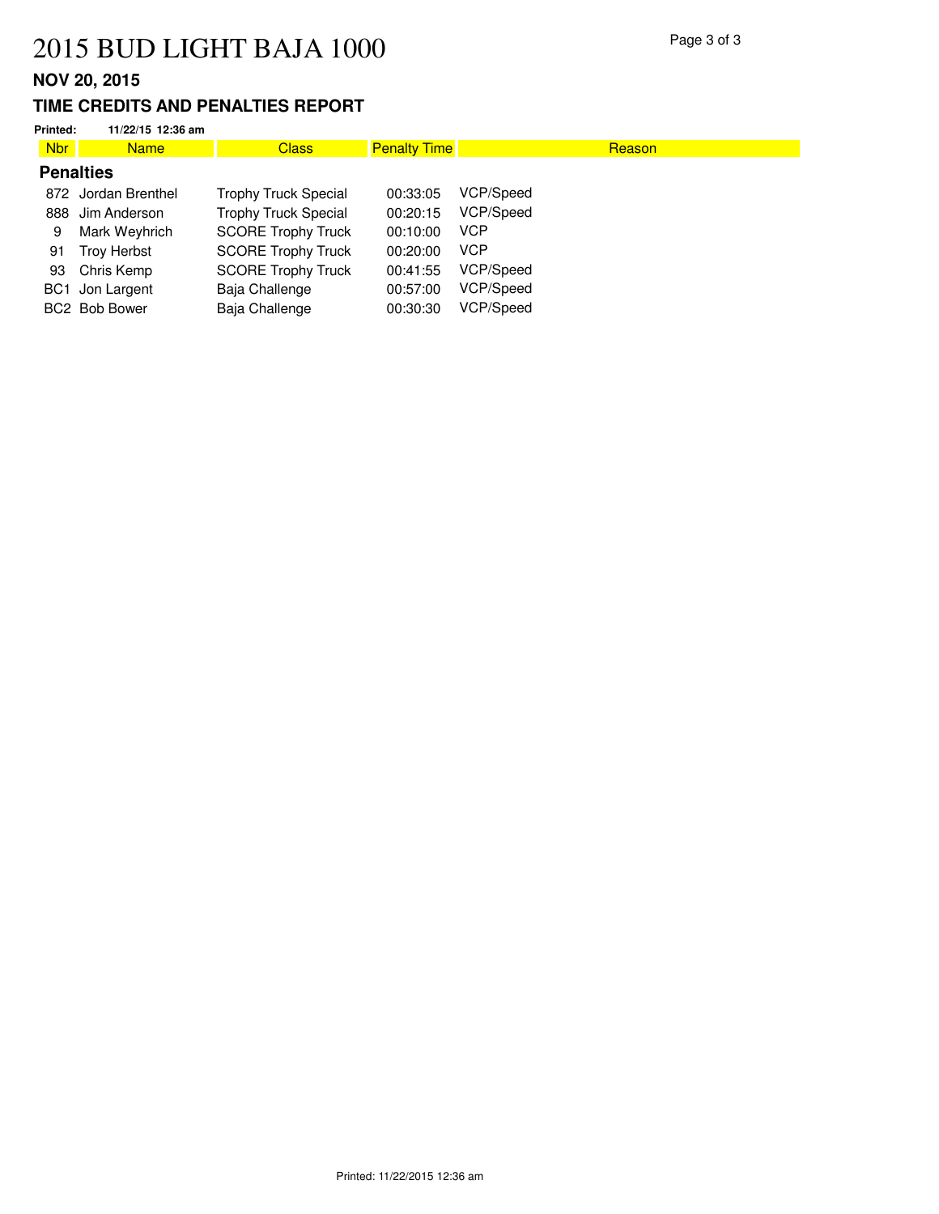# 2015 BUD LIGHT BAJA 1000

**NOV 20, 2015**

**TIME CREDITS AND PENALTIES REPORT**

**Printed:** **11/22/15 12:36 am**

| Nbr | Name | Class | Penalty Time | Reason |
|---|---|---|---|---|
| **Penalties** | | | | |
| 872 | Jordan Brenthel | Trophy Truck Special | 00:33:05 | VCP/Speed |
| 888 | Jim Anderson | Trophy Truck Special | 00:20:15 | VCP/Speed |
| 9 | Mark Weyhrich | SCORE Trophy Truck | 00:10:00 | VCP |
| 91 | Troy Herbst | SCORE Trophy Truck | 00:20:00 | VCP |
| 93 | Chris Kemp | SCORE Trophy Truck | 00:41:55 | VCP/Speed |
| BC1 | Jon Largent | Baja Challenge | 00:57:00 | VCP/Speed |
| BC2 | Bob Bower | Baja Challenge | 00:30:30 | VCP/Speed |